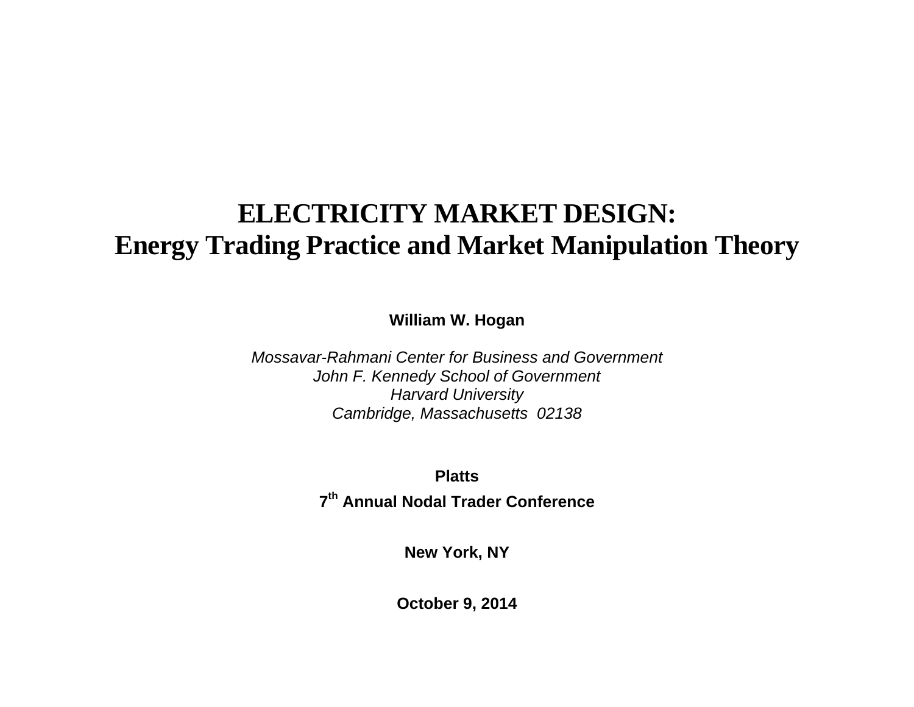# ELECTRICITY MARKET DESIGN: Energy Trading Practice and Market Manipulation Theory

**William W. Hogan**

*Mossavar-Rahmani Center for Business and Government*
*John F. Kennedy School of Government*
*Harvard University*
*Cambridge, Massachusetts 02138*

**Platts**

**7th Annual Nodal Trader Conference**

**New York, NY**

**October 9, 2014**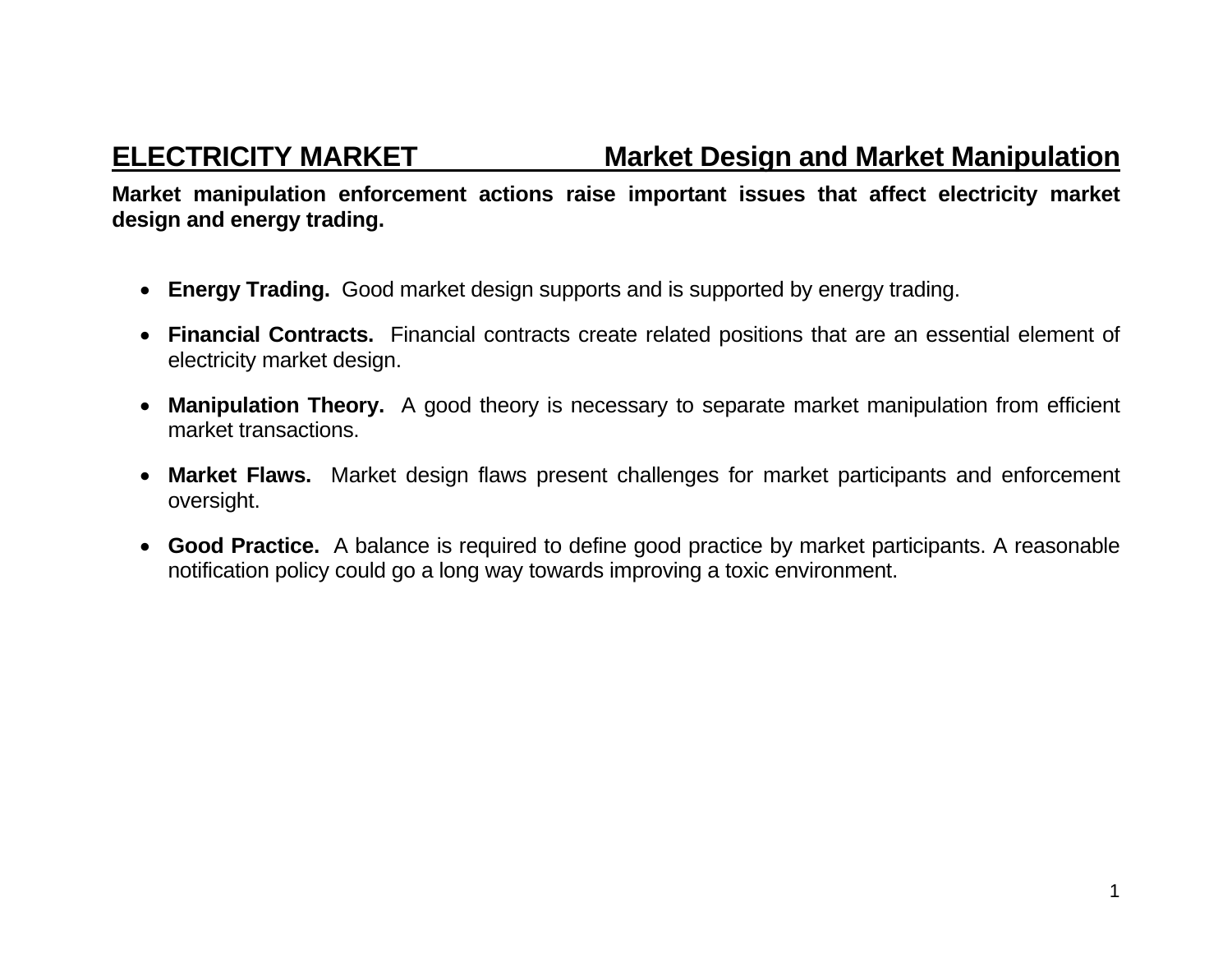## ELECTRICITY MARKET — Market Design and Market Manipulation

**Market manipulation enforcement actions raise important issues that affect electricity market design and energy trading.**

- **Energy Trading.** Good market design supports and is supported by energy trading.
- **Financial Contracts.** Financial contracts create related positions that are an essential element of electricity market design.
- **Manipulation Theory.** A good theory is necessary to separate market manipulation from efficient market transactions.
- **Market Flaws.** Market design flaws present challenges for market participants and enforcement oversight.
- **Good Practice.** A balance is required to define good practice by market participants. A reasonable notification policy could go a long way towards improving a toxic environment.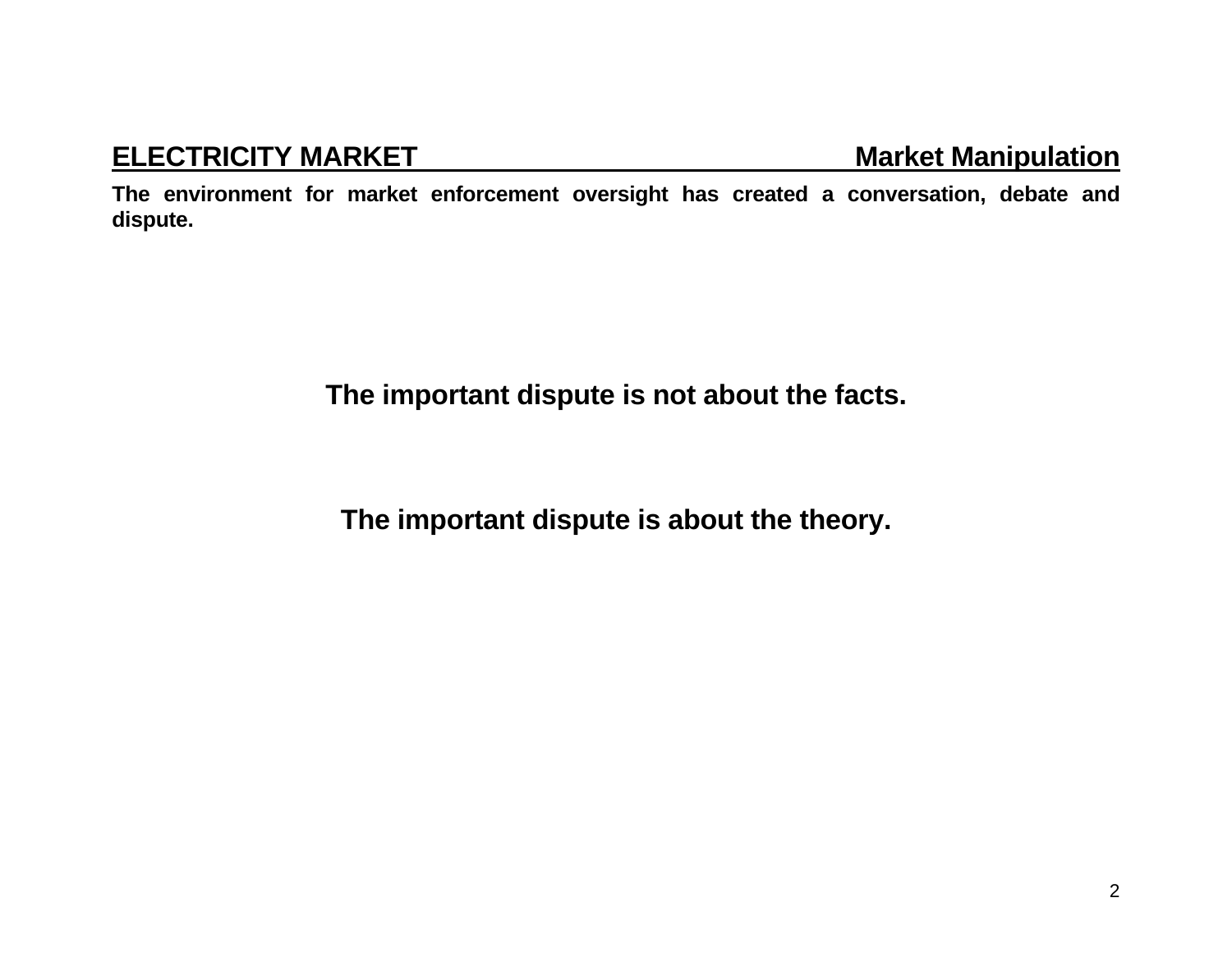## ELECTRICITY MARKET — Market Manipulation

**The environment for market enforcement oversight has created a conversation, debate and dispute.**

**The important dispute is not about the facts.**

**The important dispute is about the theory.**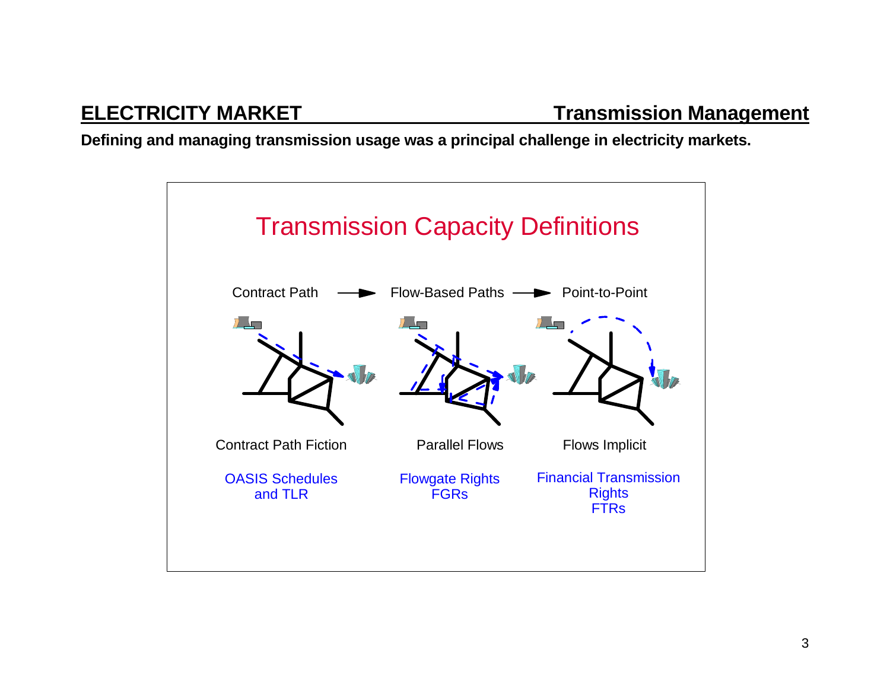## ELECTRICITY MARKET — Transmission Management

**Defining and managing transmission usage was a principal challenge in electricity markets.**

### Transmission Capacity Definitions

Contract Path → Flow-Based Paths → Point-to-Point

| Contract Path | Flow-Based Paths | Point-to-Point |
|---|---|---|
| Contract Path Fiction | Parallel Flows | Flows Implicit |
| OASIS Schedules and TLR | Flowgate Rights FGRs | Financial Transmission Rights FTRs |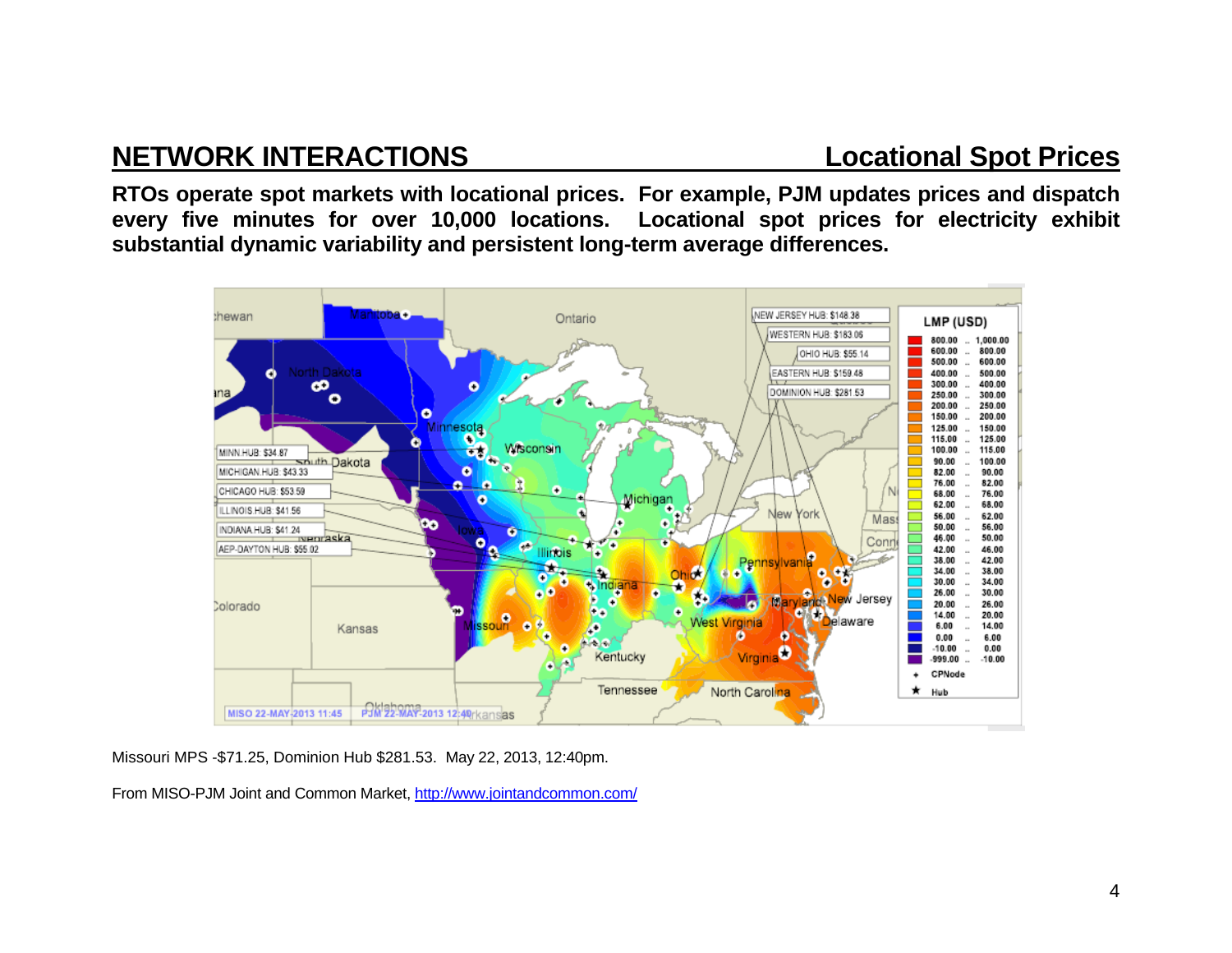## NETWORK INTERACTIONS — Locational Spot Prices

**RTOs operate spot markets with locational prices. For example, PJM updates prices and dispatch every five minutes for over 10,000 locations. Locational spot prices for electricity exhibit substantial dynamic variability and persistent long-term average differences.**

Missouri MPS -$71.25, Dominion Hub $281.53. May 22, 2013, 12:40pm.

From MISO-PJM Joint and Common Market, [http://www.jointandcommon.com/](http://www.jointandcommon.com/)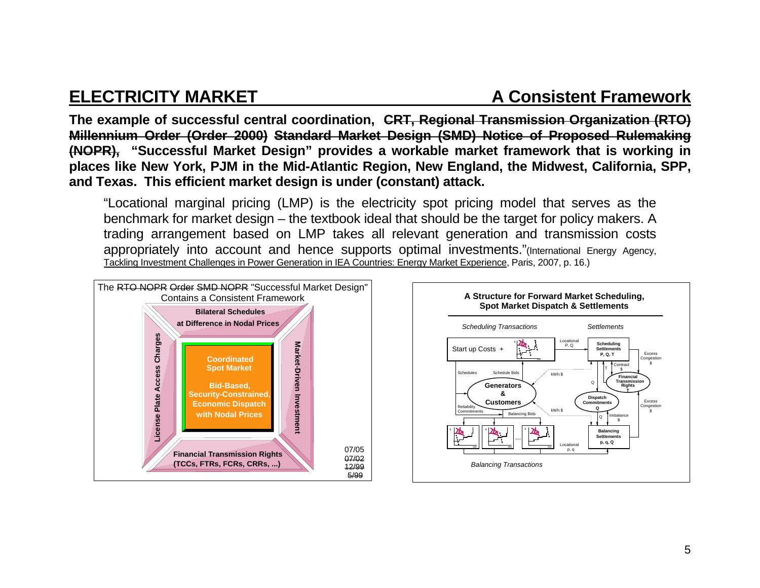## ELECTRICITY MARKET — A Consistent Framework

**The example of successful central coordination, ~~CRT, Regional Transmission Organization (RTO) Millennium Order (Order 2000) Standard Market Design (SMD) Notice of Proposed Rulemaking (NOPR),~~ "Successful Market Design" provides a workable market framework that is working in places like New York, PJM in the Mid-Atlantic Region, New England, the Midwest, California, SPP, and Texas. This efficient market design is under (constant) attack.**

> "Locational marginal pricing (LMP) is the electricity spot pricing model that serves as the benchmark for market design – the textbook ideal that should be the target for policy makers. A trading arrangement based on LMP takes all relevant generation and transmission costs appropriately into account and hence supports optimal investments."(International Energy Agency, Tackling Investment Challenges in Power Generation in IEA Countries: Energy Market Experience, Paris, 2007, p. 16.)

The ~~RTO NOPR~~ ~~Order~~ ~~SMD NOPR~~ "Successful Market Design" Contains a Consistent Framework

- **Bilateral Schedules at Difference in Nodal Prices**
- **License Plate Access Charges**
- **Coordinated Spot Market** — **Bid-Based, Security-Constrained, Economic Dispatch with Nodal Prices**
- **Market-Driven Investment**
- **Financial Transmission Rights (TCCs, FTRs, FCRs, CRRs, ...)**

07/05 ~~07/02~~ ~~12/99~~ ~~5/99~~

**A Structure for Forward Market Scheduling, Spot Market Dispatch & Settlements**

*Scheduling Transactions* — *Settlements*

- Start up Costs +
- Locational P, Q
- Scheduling Settlements P, Q, T
- Excess Congestion $
- Contract $
- Financial Transmission Rights T
- Schedules
- Schedule Bids
- kWh $
- Generators & Customers
- Reliability Commitments
- Balancing Bids
- Dispatch Commitments Q
- Imbalance $
- Balancing Settlements p, q, Q
- Locational p, q

*Balancing Transactions*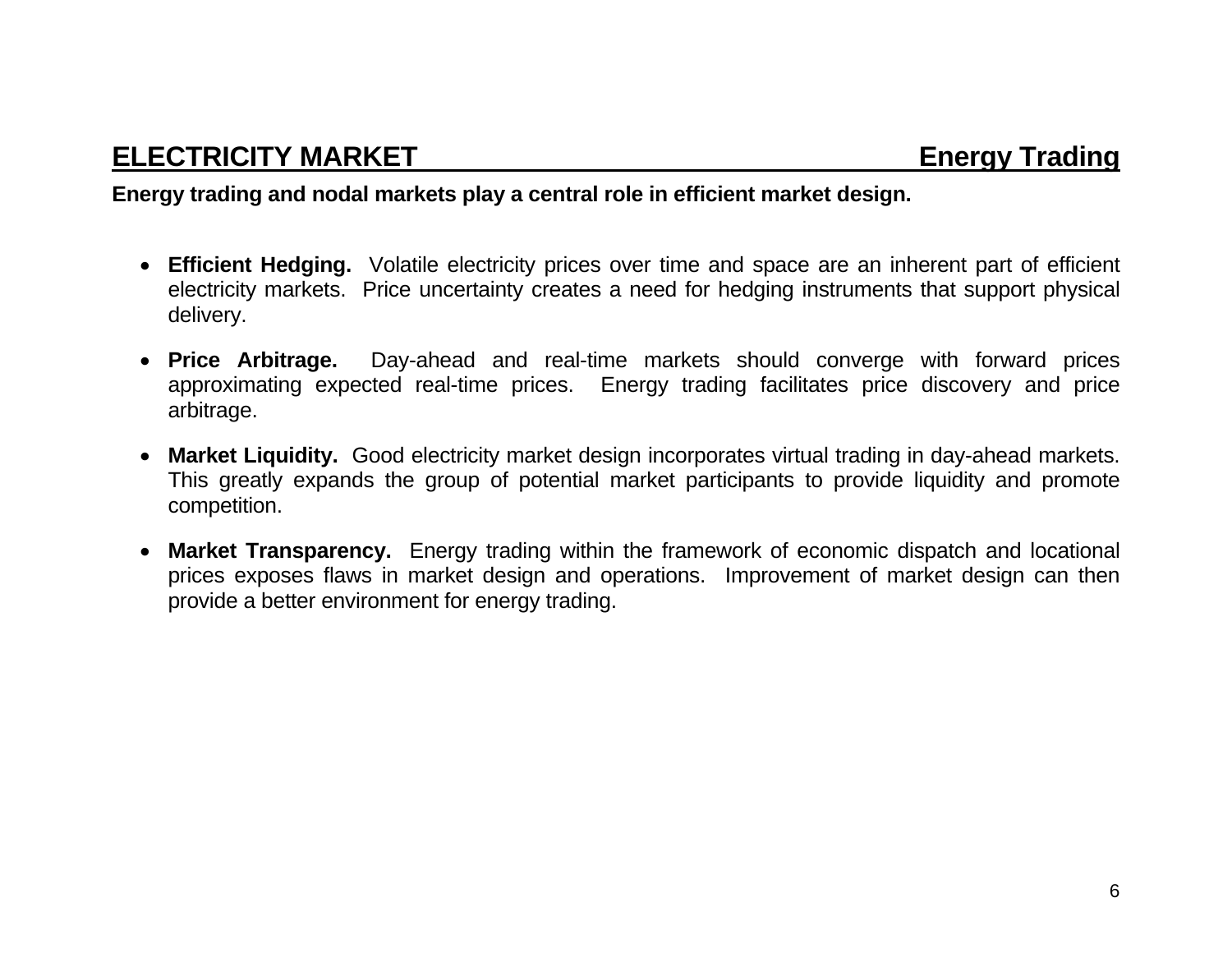## ELECTRICITY MARKET — Energy Trading

**Energy trading and nodal markets play a central role in efficient market design.**

- **Efficient Hedging.** Volatile electricity prices over time and space are an inherent part of efficient electricity markets. Price uncertainty creates a need for hedging instruments that support physical delivery.

- **Price Arbitrage.** Day-ahead and real-time markets should converge with forward prices approximating expected real-time prices. Energy trading facilitates price discovery and price arbitrage.

- **Market Liquidity.** Good electricity market design incorporates virtual trading in day-ahead markets. This greatly expands the group of potential market participants to provide liquidity and promote competition.

- **Market Transparency.** Energy trading within the framework of economic dispatch and locational prices exposes flaws in market design and operations. Improvement of market design can then provide a better environment for energy trading.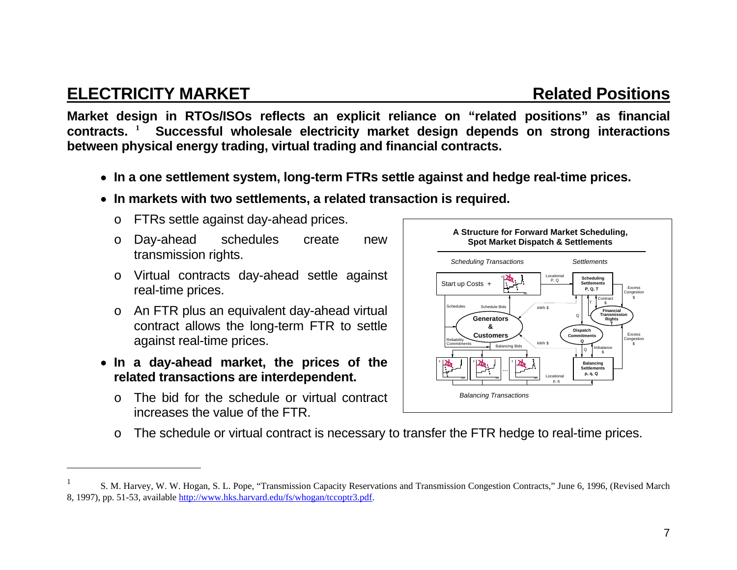# ELECTRICITY MARKET — Related Positions

**Market design in RTOs/ISOs reflects an explicit reliance on "related positions" as financial contracts.** [1] **Successful wholesale electricity market design depends on strong interactions between physical energy trading, virtual trading and financial contracts.**

- **In a one settlement system, long-term FTRs settle against and hedge real-time prices.**
- **In markets with two settlements, a related transaction is required.**
  - FTRs settle against day-ahead prices.
  - Day-ahead schedules create new transmission rights.
  - Virtual contracts day-ahead settle against real-time prices.
  - An FTR plus an equivalent day-ahead virtual contract allows the long-term FTR to settle against real-time prices.
- **In a day-ahead market, the prices of the related transactions are interdependent.**
  - The bid for the schedule or virtual contract increases the value of the FTR.
  - The schedule or virtual contract is necessary to transfer the FTR hedge to real-time prices.

**A Structure for Forward Market Scheduling, Spot Market Dispatch & Settlements**

*Scheduling Transactions* — *Settlements*

Start up Costs + | Locational P, Q | Scheduling Settlements P, Q, T | Excess Congestion $ | Contract $ | T | Schedules | Schedule Bids | kWh $ | Q | Financial Transmission Rights T | Generators & Customers | Dispatch Commitments Q | Reliability Commitments | Balancing Bids | kWh $ | Excess Congestion $ | Q | Imbalance $ | ... | Locational p, q | Balancing Settlements p, q, Q

*Balancing Transactions*

---

[1] S. M. Harvey, W. W. Hogan, S. L. Pope, "Transmission Capacity Reservations and Transmission Congestion Contracts," June 6, 1996, (Revised March 8, 1997), pp. 51-53, available http://www.hks.harvard.edu/fs/whogan/tccoptr3.pdf.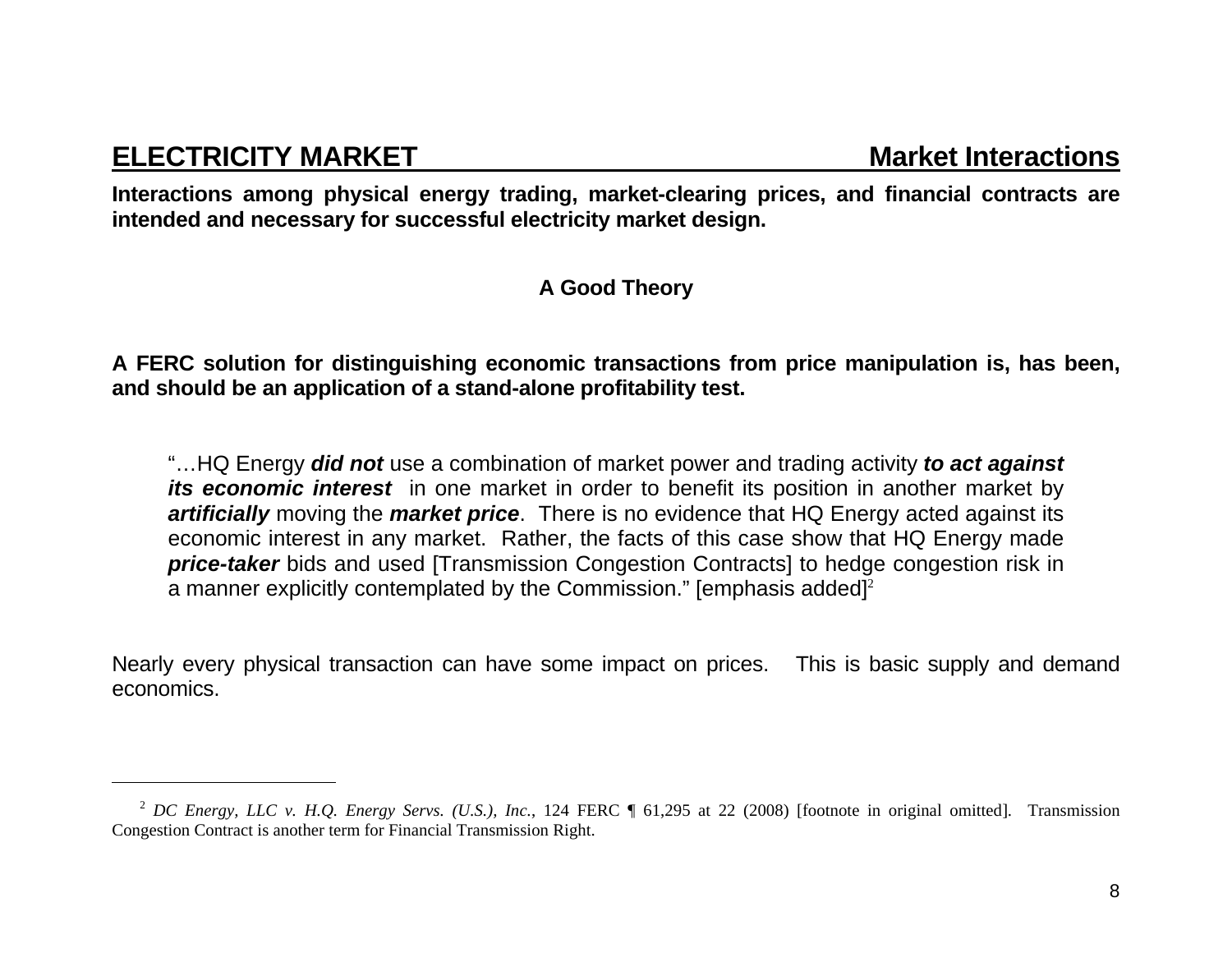## **ELECTRICITY MARKET** Market Interactions

**Interactions among physical energy trading, market-clearing prices, and financial contracts are intended and necessary for successful electricity market design.**

### A Good Theory

**A FERC solution for distinguishing economic transactions from price manipulation is, has been, and should be an application of a stand-alone profitability test.**

> "…HQ Energy ***did not*** use a combination of market power and trading activity ***to act against its economic interest*** in one market in order to benefit its position in another market by ***artificially*** moving the ***market price***. There is no evidence that HQ Energy acted against its economic interest in any market. Rather, the facts of this case show that HQ Energy made ***price-taker*** bids and used [Transmission Congestion Contracts] to hedge congestion risk in a manner explicitly contemplated by the Commission." [emphasis added][2]

Nearly every physical transaction can have some impact on prices. This is basic supply and demand economics.

---

[2] *DC Energy, LLC v. H.Q. Energy Servs. (U.S.), Inc.*, 124 FERC ¶ 61,295 at 22 (2008) [footnote in original omitted]. Transmission Congestion Contract is another term for Financial Transmission Right.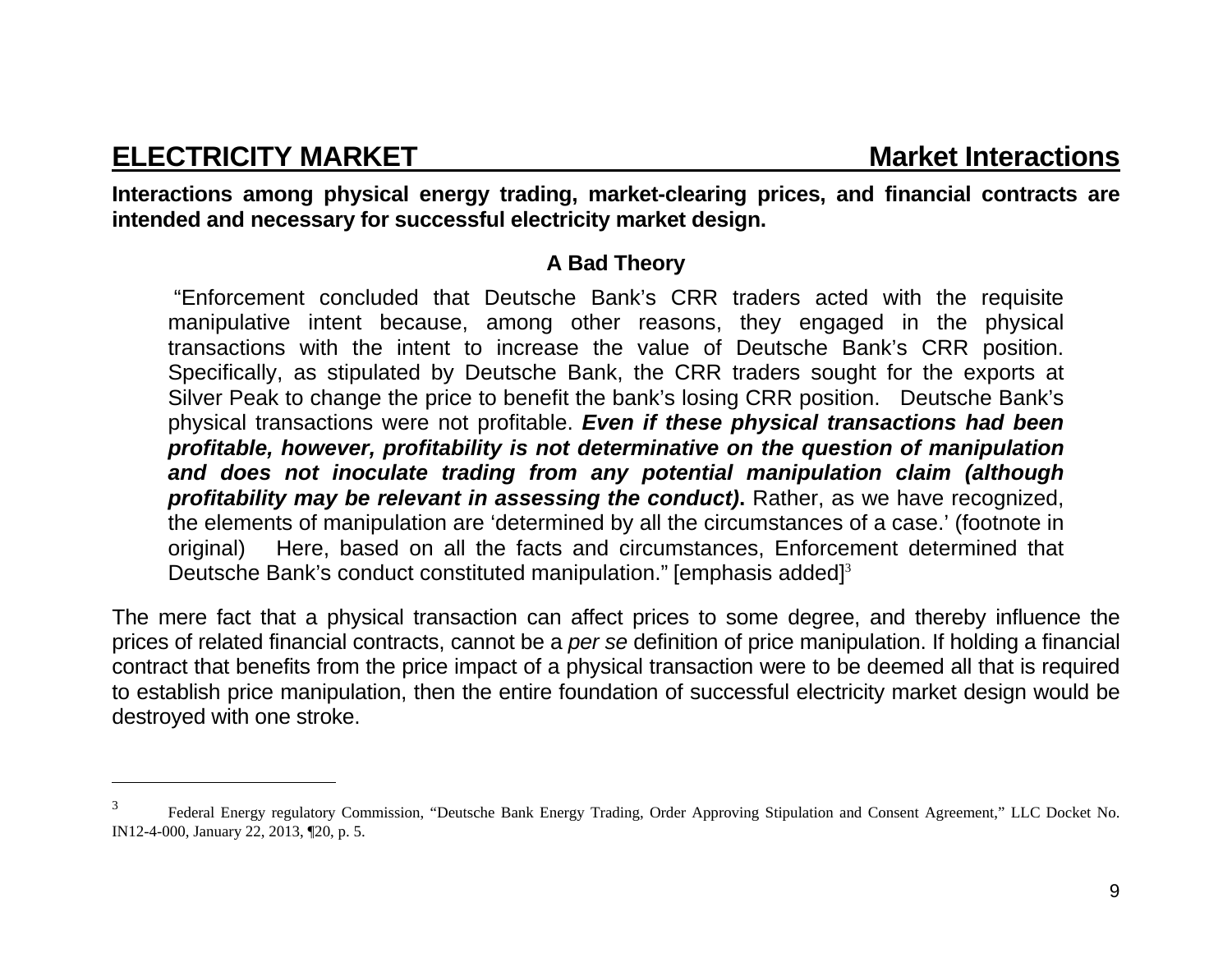## ELECTRICITY MARKET — Market Interactions

**Interactions among physical energy trading, market-clearing prices, and financial contracts are intended and necessary for successful electricity market design.**

**A Bad Theory**

> "Enforcement concluded that Deutsche Bank's CRR traders acted with the requisite manipulative intent because, among other reasons, they engaged in the physical transactions with the intent to increase the value of Deutsche Bank's CRR position. Specifically, as stipulated by Deutsche Bank, the CRR traders sought for the exports at Silver Peak to change the price to benefit the bank's losing CRR position. Deutsche Bank's physical transactions were not profitable. ***Even if these physical transactions had been profitable, however, profitability is not determinative on the question of manipulation and does not inoculate trading from any potential manipulation claim (although profitability may be relevant in assessing the conduct)*.** Rather, as we have recognized, the elements of manipulation are 'determined by all the circumstances of a case.' (footnote in original) Here, based on all the facts and circumstances, Enforcement determined that Deutsche Bank's conduct constituted manipulation." [emphasis added][3]

The mere fact that a physical transaction can affect prices to some degree, and thereby influence the prices of related financial contracts, cannot be a *per se* definition of price manipulation. If holding a financial contract that benefits from the price impact of a physical transaction were to be deemed all that is required to establish price manipulation, then the entire foundation of successful electricity market design would be destroyed with one stroke.

---

[3] Federal Energy regulatory Commission, "Deutsche Bank Energy Trading, Order Approving Stipulation and Consent Agreement," LLC Docket No. IN12-4-000, January 22, 2013, ¶20, p. 5.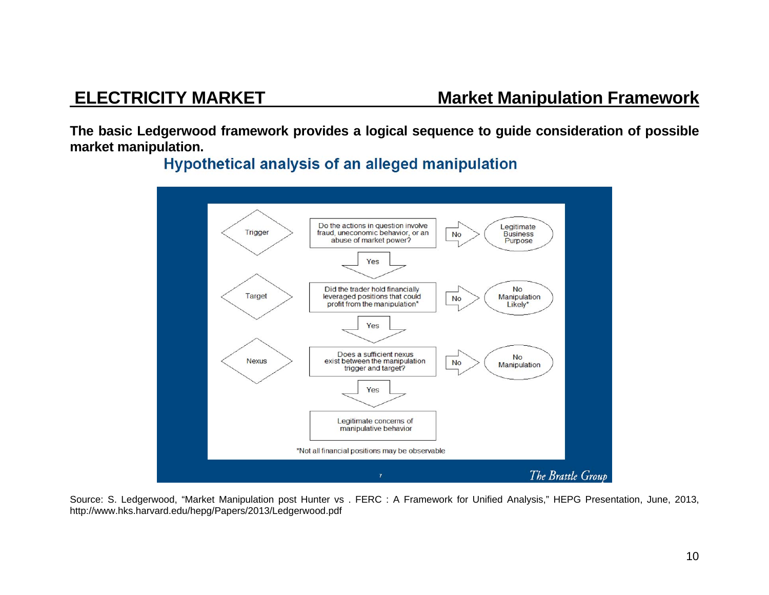## ELECTRICITY MARKET — Market Manipulation Framework

**The basic Ledgerwood framework provides a logical sequence to guide consideration of possible market manipulation.**

### Hypothetical analysis of an alleged manipulation

| Step | Question | If No | If Yes |
|---|---|---|---|
| Trigger | Do the actions in question involve fraud, uneconomic behavior, or an abuse of market power? | Legitimate Business Purpose | Proceed to Target |
| Target | Did the trader hold financially leveraged positions that could profit from the manipulation* | No Manipulation Likely* | Proceed to Nexus |
| Nexus | Does a sufficient nexus exist between the manipulation trigger and target? | No Manipulation | Legitimate concerns of manipulative behavior |

*Not all financial positions may be observable

7

*The Brattle Group*

Source: S. Ledgerwood, "Market Manipulation post Hunter vs . FERC : A Framework for Unified Analysis," HEPG Presentation, June, 2013, http://www.hks.harvard.edu/hepg/Papers/2013/Ledgerwood.pdf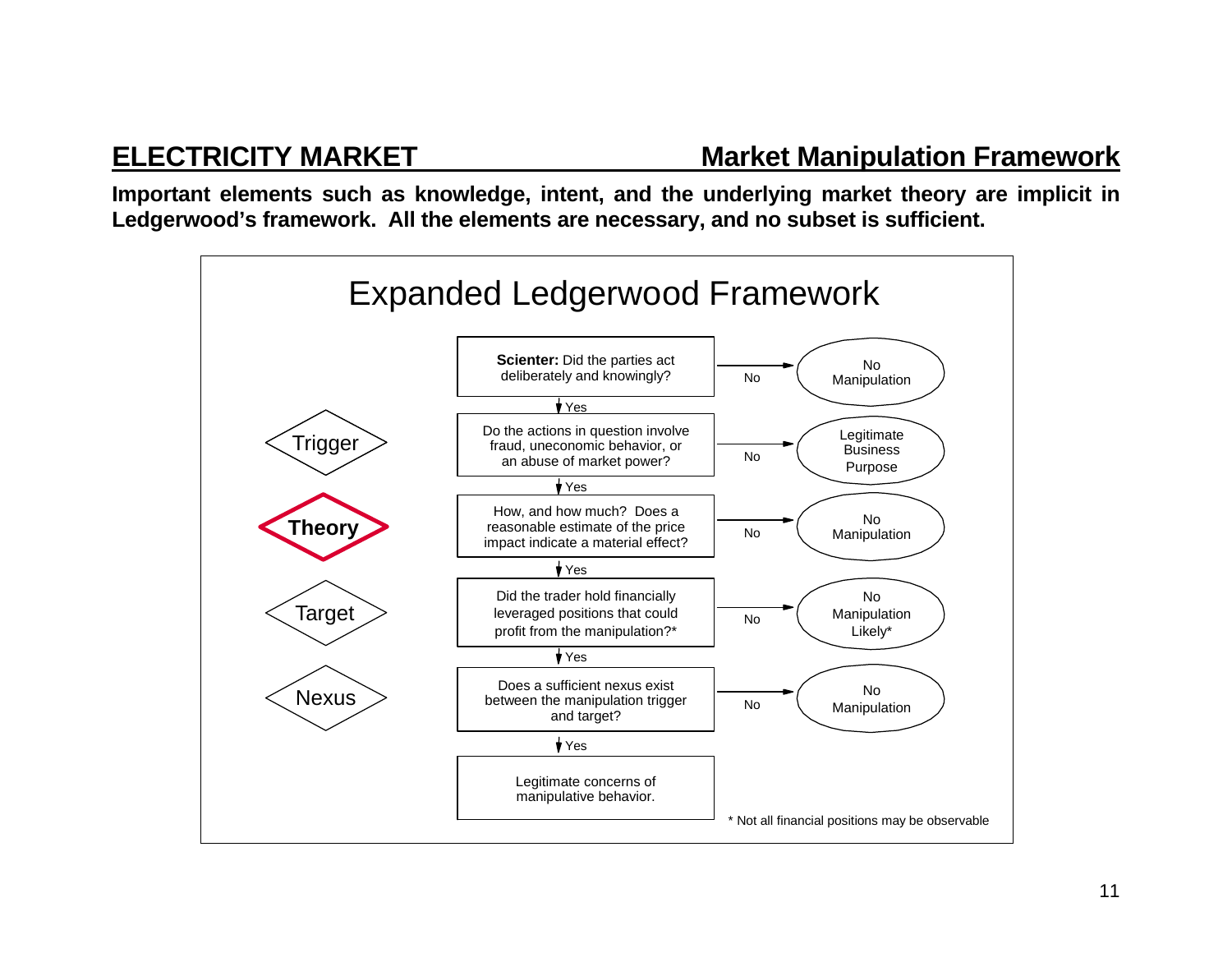## ELECTRICITY MARKET — Market Manipulation Framework

**Important elements such as knowledge, intent, and the underlying market theory are implicit in Ledgerwood's framework. All the elements are necessary, and no subset is sufficient.**

### Expanded Ledgerwood Framework

| Element | Question | If No |
|---|---|---|
| | **Scienter:** Did the parties act deliberately and knowingly? | No Manipulation |
| Trigger | Do the actions in question involve fraud, uneconomic behavior, or an abuse of market power? | Legitimate Business Purpose |
| **Theory** | How, and how much? Does a reasonable estimate of the price impact indicate a material effect? | No Manipulation |
| Target | Did the trader hold financially leveraged positions that could profit from the manipulation?* | No Manipulation Likely* |
| Nexus | Does a sufficient nexus exist between the manipulation trigger and target? | No Manipulation |

Each "Yes" leads to the next question; a "Yes" to all leads to: **Legitimate concerns of manipulative behavior.**

\* Not all financial positions may be observable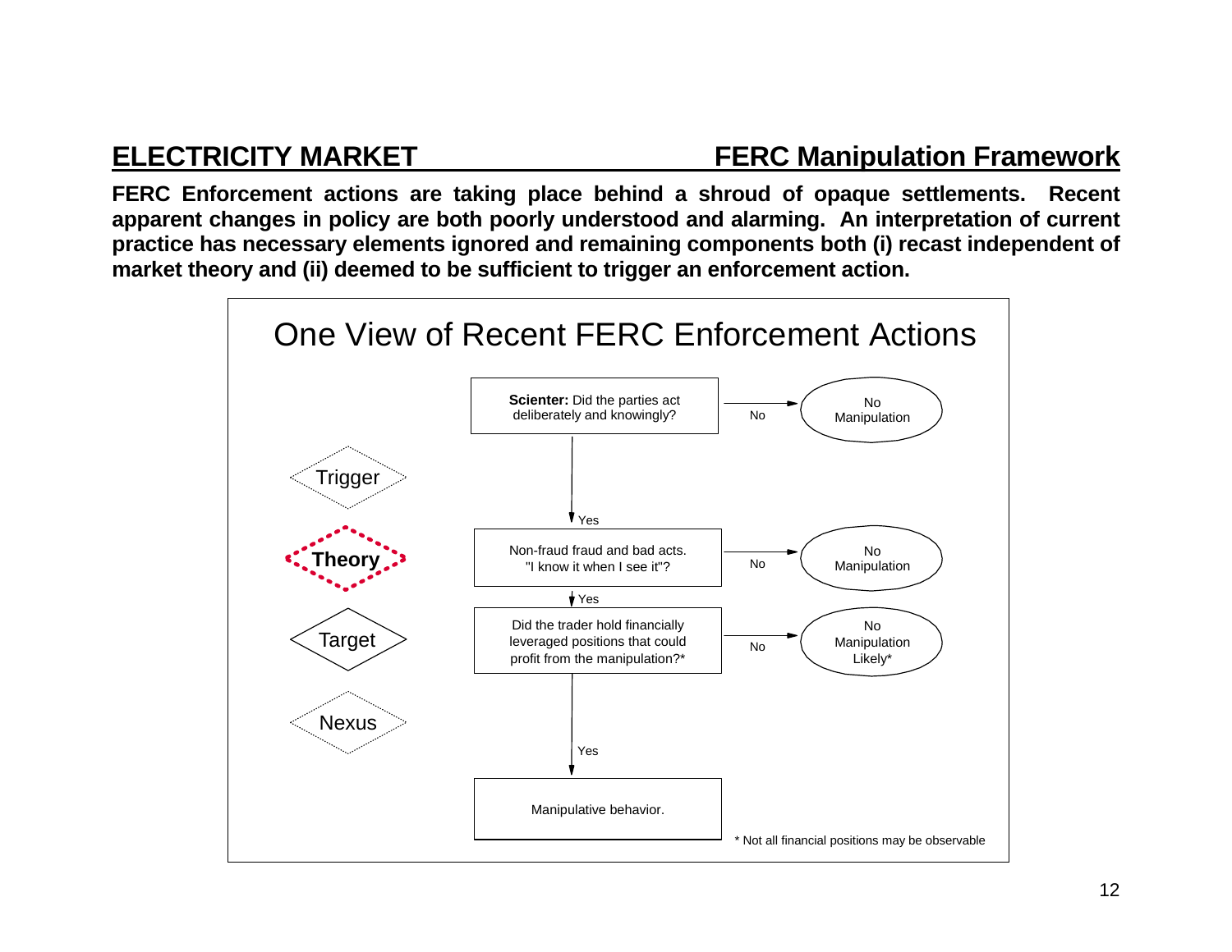## ELECTRICITY MARKET — FERC Manipulation Framework

**FERC Enforcement actions are taking place behind a shroud of opaque settlements. Recent apparent changes in policy are both poorly understood and alarming. An interpretation of current practice has necessary elements ignored and remaining components both (i) recast independent of market theory and (ii) deemed to be sufficient to trigger an enforcement action.**

### One View of Recent FERC Enforcement Actions

Trigger

Theory

Target

Nexus

**Scienter:** Did the parties act deliberately and knowingly?

- No → No Manipulation
- Yes ↓

Non-fraud fraud and bad acts. "I know it when I see it"?

- No → No Manipulation
- Yes ↓

Did the trader hold financially leveraged positions that could profit from the manipulation?*

- No → No Manipulation Likely*
- Yes ↓

Manipulative behavior.

\* Not all financial positions may be observable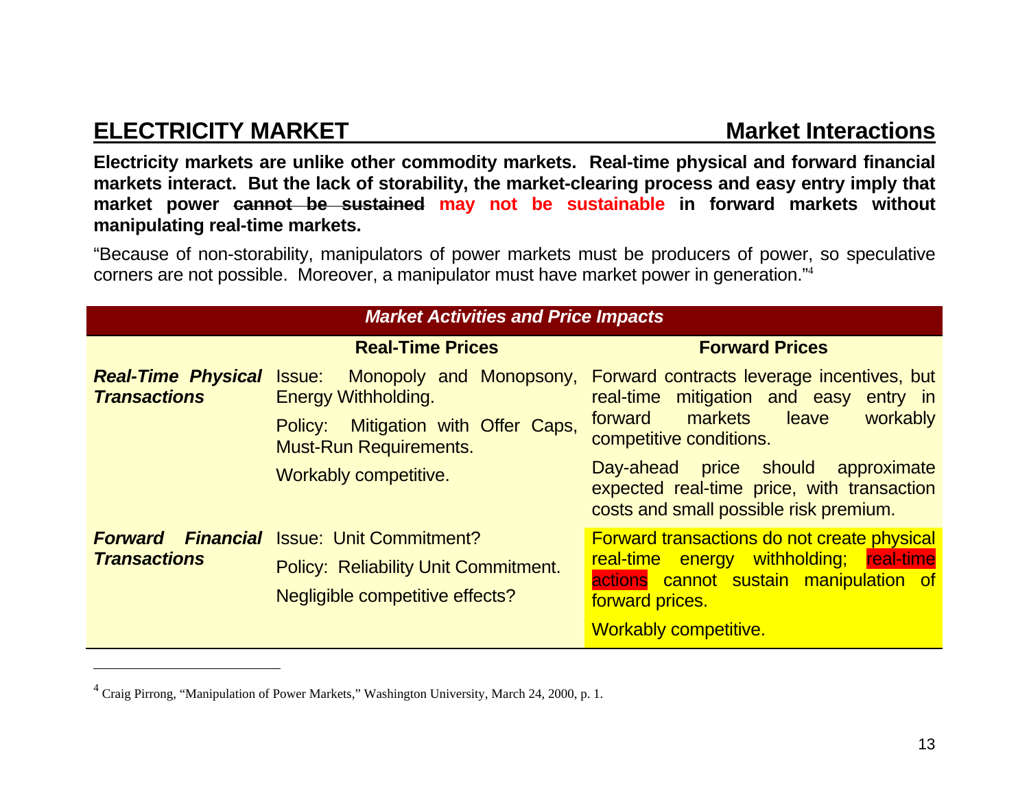## ELECTRICITY MARKET — Market Interactions

**Electricity markets are unlike other commodity markets. Real-time physical and forward financial markets interact. But the lack of storability, the market-clearing process and easy entry imply that market power ~~cannot be sustained~~ may not be sustainable in forward markets without manipulating real-time markets.**

"Because of non-storability, manipulators of power markets must be producers of power, so speculative corners are not possible. Moreover, a manipulator must have market power in generation."[4]

| *Market Activities and Price Impacts* | | |
|---|---|---|
| | **Real-Time Prices** | **Forward Prices** |
| ***Real-Time Physical Transactions*** | Issue: Monopoly and Monopsony, Energy Withholding.<br>Policy: Mitigation with Offer Caps, Must-Run Requirements.<br>Workably competitive. | Forward contracts leverage incentives, but real-time mitigation and easy entry in forward markets leave workably competitive conditions.<br>Day-ahead price should approximate expected real-time price, with transaction costs and small possible risk premium. |
| ***Forward Financial Transactions*** | Issue: Unit Commitment?<br>Policy: Reliability Unit Commitment.<br>Negligible competitive effects? | Forward transactions do not create physical real-time energy withholding; real-time actions cannot sustain manipulation of forward prices.<br>Workably competitive. |

[4] Craig Pirrong, "Manipulation of Power Markets," Washington University, March 24, 2000, p. 1.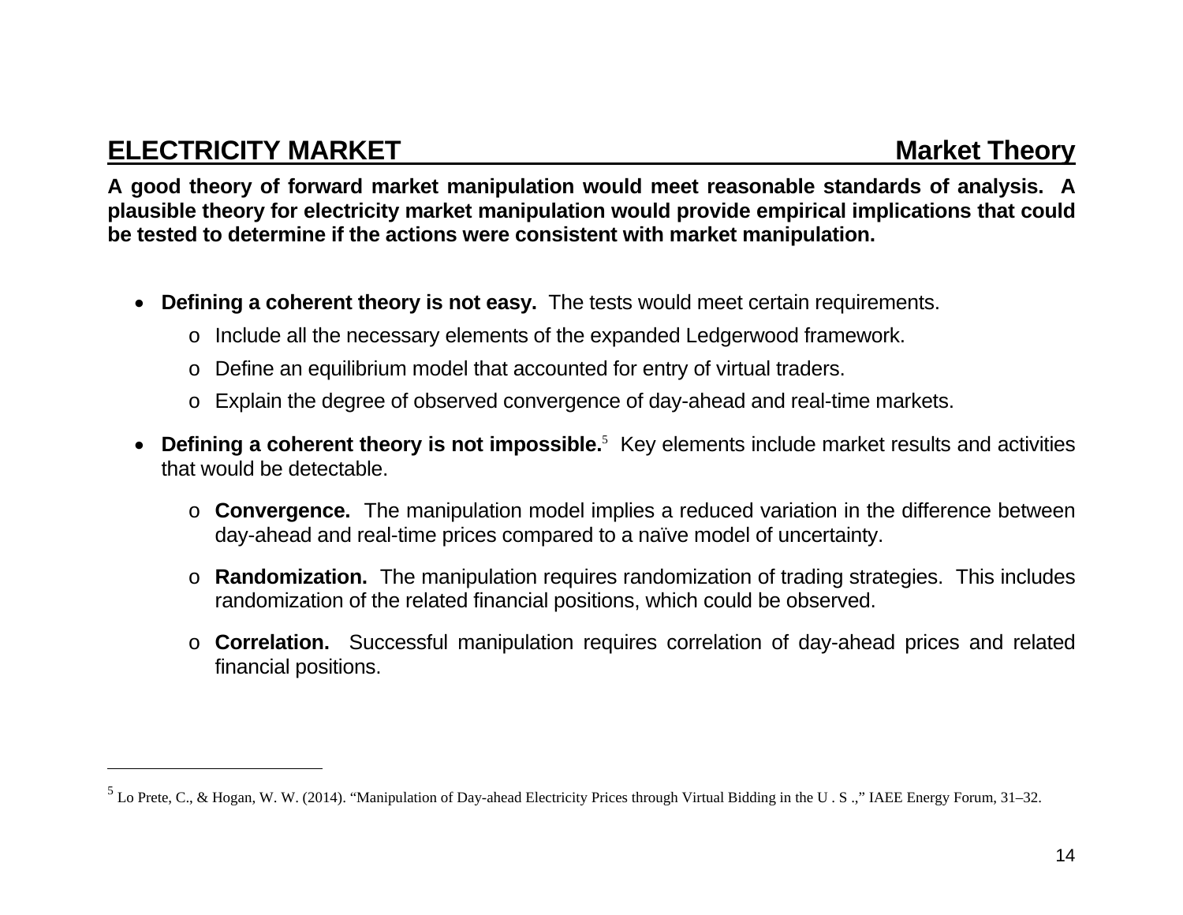## ELECTRICITY MARKET — Market Theory

**A good theory of forward market manipulation would meet reasonable standards of analysis. A plausible theory for electricity market manipulation would provide empirical implications that could be tested to determine if the actions were consistent with market manipulation.**

- **Defining a coherent theory is not easy.** The tests would meet certain requirements.
  - Include all the necessary elements of the expanded Ledgerwood framework.
  - Define an equilibrium model that accounted for entry of virtual traders.
  - Explain the degree of observed convergence of day-ahead and real-time markets.
- **Defining a coherent theory is not impossible.**[5] Key elements include market results and activities that would be detectable.
  - **Convergence.** The manipulation model implies a reduced variation in the difference between day-ahead and real-time prices compared to a naïve model of uncertainty.
  - **Randomization.** The manipulation requires randomization of trading strategies. This includes randomization of the related financial positions, which could be observed.
  - **Correlation.** Successful manipulation requires correlation of day-ahead prices and related financial positions.

---

[5] Lo Prete, C., & Hogan, W. W. (2014). "Manipulation of Day-ahead Electricity Prices through Virtual Bidding in the U . S .," IAEE Energy Forum, 31–32.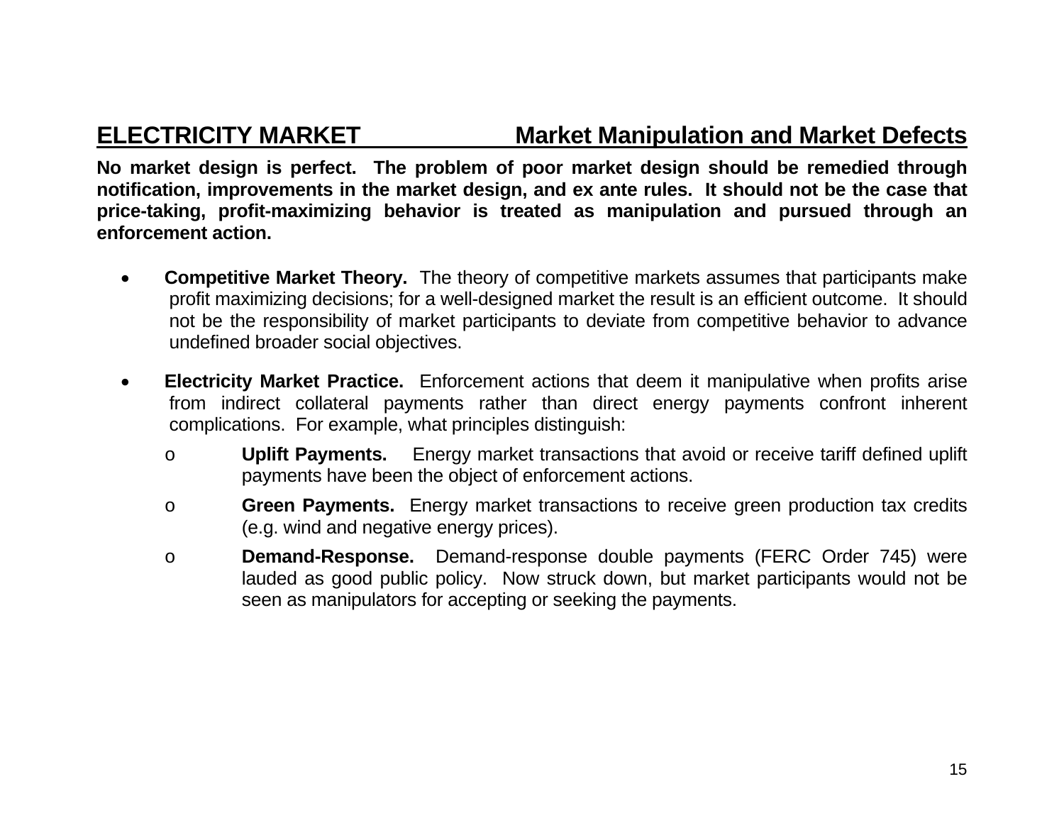## ELECTRICITY MARKET — Market Manipulation and Market Defects

**No market design is perfect. The problem of poor market design should be remedied through notification, improvements in the market design, and ex ante rules. It should not be the case that price-taking, profit-maximizing behavior is treated as manipulation and pursued through an enforcement action.**

- **Competitive Market Theory.** The theory of competitive markets assumes that participants make profit maximizing decisions; for a well-designed market the result is an efficient outcome. It should not be the responsibility of market participants to deviate from competitive behavior to advance undefined broader social objectives.

- **Electricity Market Practice.** Enforcement actions that deem it manipulative when profits arise from indirect collateral payments rather than direct energy payments confront inherent complications. For example, what principles distinguish:
  - **Uplift Payments.** Energy market transactions that avoid or receive tariff defined uplift payments have been the object of enforcement actions.
  - **Green Payments.** Energy market transactions to receive green production tax credits (e.g. wind and negative energy prices).
  - **Demand-Response.** Demand-response double payments (FERC Order 745) were lauded as good public policy. Now struck down, but market participants would not be seen as manipulators for accepting or seeking the payments.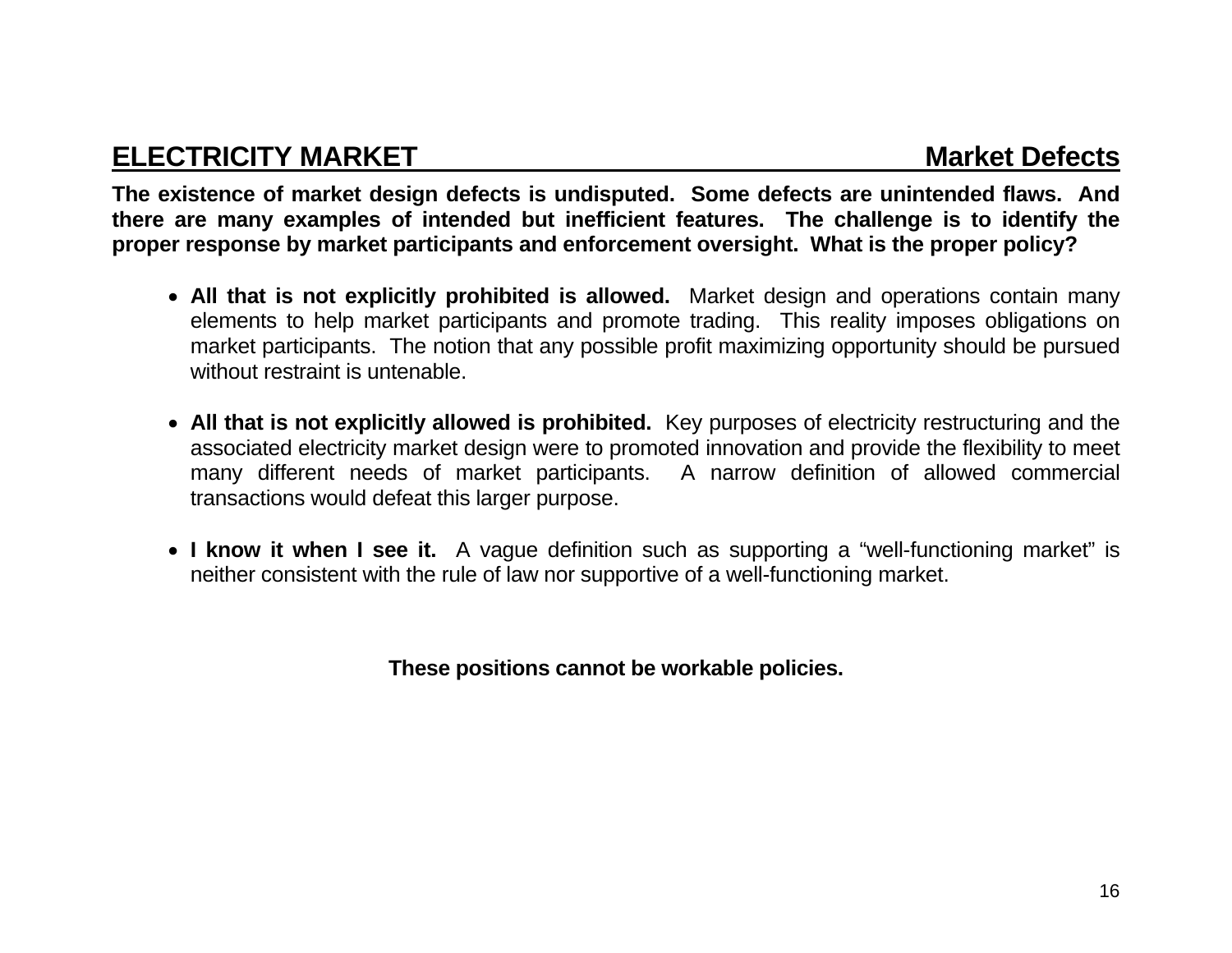## ELECTRICITY MARKET — Market Defects

**The existence of market design defects is undisputed. Some defects are unintended flaws. And there are many examples of intended but inefficient features. The challenge is to identify the proper response by market participants and enforcement oversight. What is the proper policy?**

- **All that is not explicitly prohibited is allowed.** Market design and operations contain many elements to help market participants and promote trading. This reality imposes obligations on market participants. The notion that any possible profit maximizing opportunity should be pursued without restraint is untenable.

- **All that is not explicitly allowed is prohibited.** Key purposes of electricity restructuring and the associated electricity market design were to promoted innovation and provide the flexibility to meet many different needs of market participants. A narrow definition of allowed commercial transactions would defeat this larger purpose.

- **I know it when I see it.** A vague definition such as supporting a "well-functioning market" is neither consistent with the rule of law nor supportive of a well-functioning market.

**These positions cannot be workable policies.**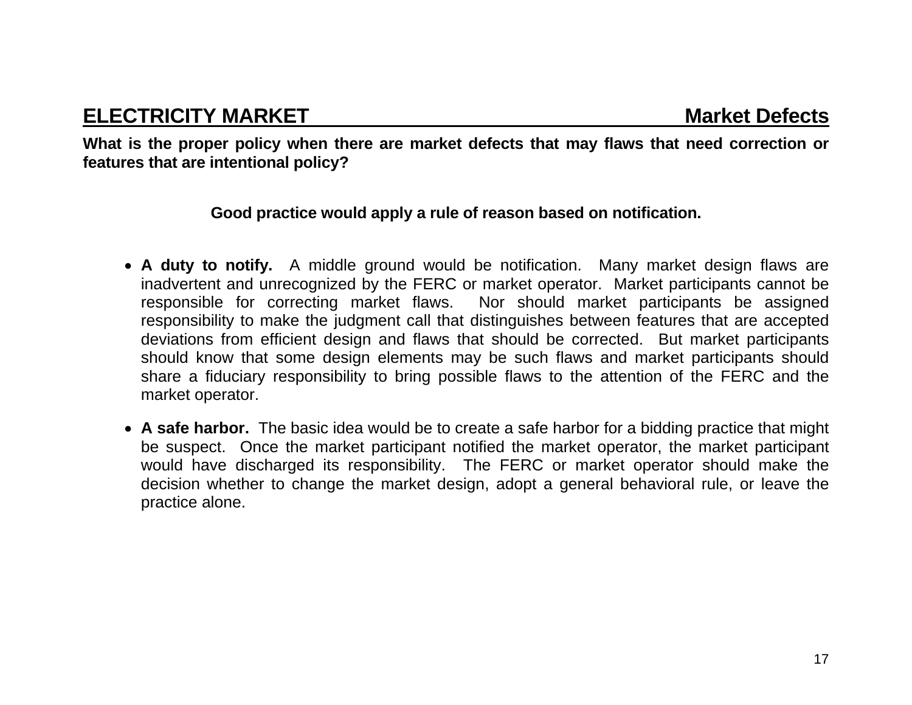## ELECTRICITY MARKET — Market Defects

**What is the proper policy when there are market defects that may flaws that need correction or features that are intentional policy?**

**Good practice would apply a rule of reason based on notification.**

- **A duty to notify.** A middle ground would be notification. Many market design flaws are inadvertent and unrecognized by the FERC or market operator. Market participants cannot be responsible for correcting market flaws. Nor should market participants be assigned responsibility to make the judgment call that distinguishes between features that are accepted deviations from efficient design and flaws that should be corrected. But market participants should know that some design elements may be such flaws and market participants should share a fiduciary responsibility to bring possible flaws to the attention of the FERC and the market operator.

- **A safe harbor.** The basic idea would be to create a safe harbor for a bidding practice that might be suspect. Once the market participant notified the market operator, the market participant would have discharged its responsibility. The FERC or market operator should make the decision whether to change the market design, adopt a general behavioral rule, or leave the practice alone.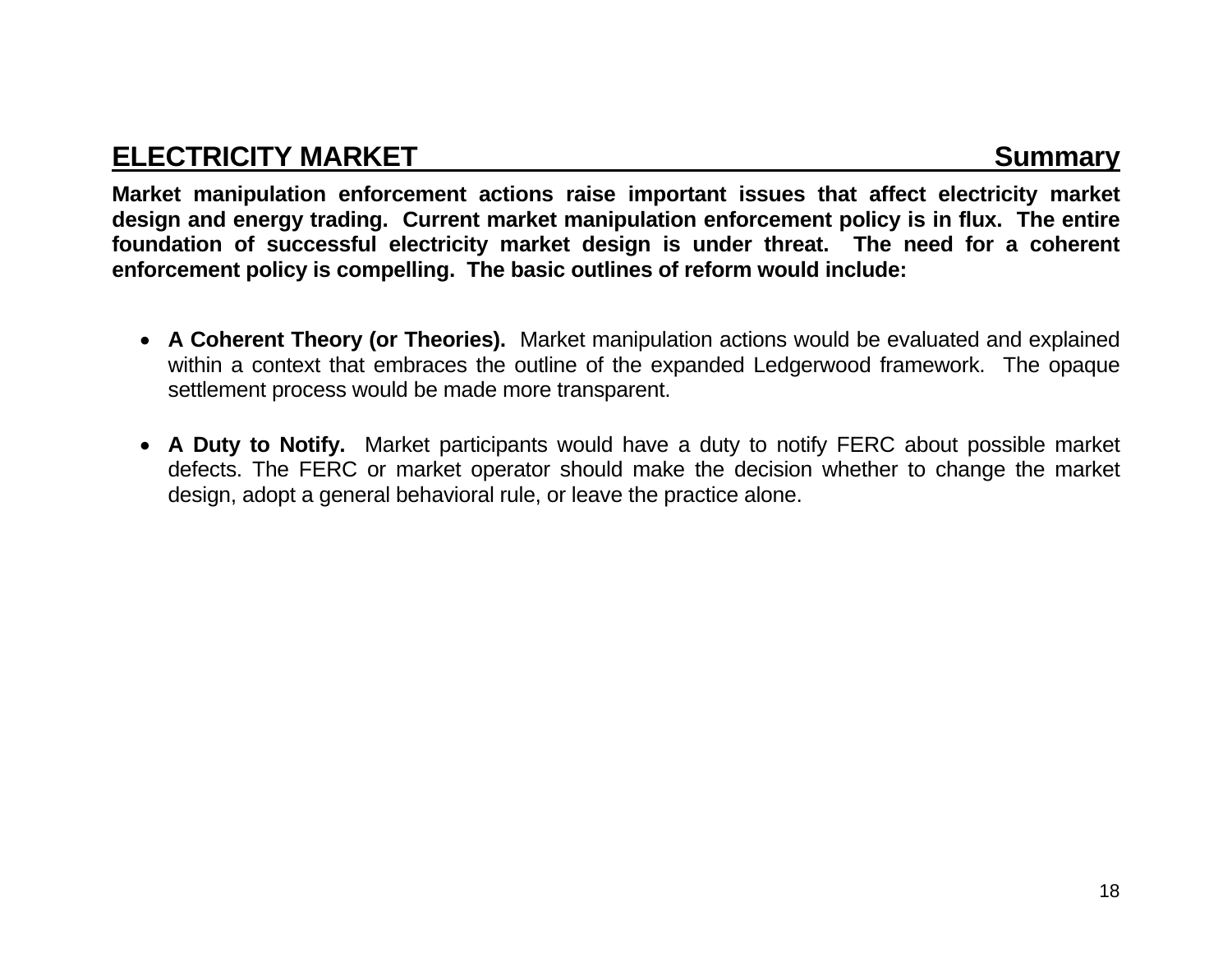## ELECTRICITY MARKET — Summary

**Market manipulation enforcement actions raise important issues that affect electricity market design and energy trading. Current market manipulation enforcement policy is in flux. The entire foundation of successful electricity market design is under threat. The need for a coherent enforcement policy is compelling. The basic outlines of reform would include:**

- **A Coherent Theory (or Theories).** Market manipulation actions would be evaluated and explained within a context that embraces the outline of the expanded Ledgerwood framework. The opaque settlement process would be made more transparent.

- **A Duty to Notify.** Market participants would have a duty to notify FERC about possible market defects. The FERC or market operator should make the decision whether to change the market design, adopt a general behavioral rule, or leave the practice alone.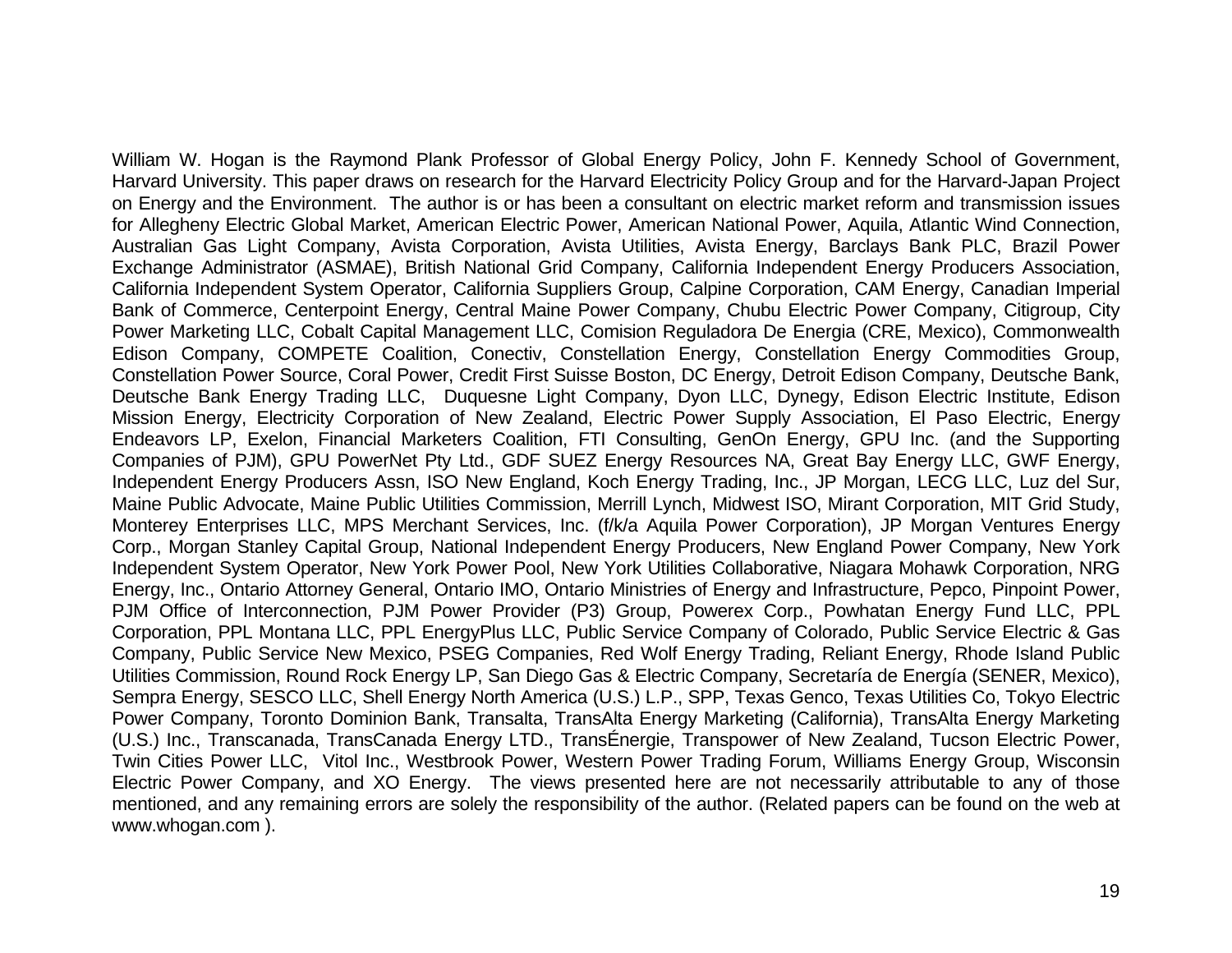William W. Hogan is the Raymond Plank Professor of Global Energy Policy, John F. Kennedy School of Government, Harvard University. This paper draws on research for the Harvard Electricity Policy Group and for the Harvard-Japan Project on Energy and the Environment. The author is or has been a consultant on electric market reform and transmission issues for Allegheny Electric Global Market, American Electric Power, American National Power, Aquila, Atlantic Wind Connection, Australian Gas Light Company, Avista Corporation, Avista Utilities, Avista Energy, Barclays Bank PLC, Brazil Power Exchange Administrator (ASMAE), British National Grid Company, California Independent Energy Producers Association, California Independent System Operator, California Suppliers Group, Calpine Corporation, CAM Energy, Canadian Imperial Bank of Commerce, Centerpoint Energy, Central Maine Power Company, Chubu Electric Power Company, Citigroup, City Power Marketing LLC, Cobalt Capital Management LLC, Comision Reguladora De Energia (CRE, Mexico), Commonwealth Edison Company, COMPETE Coalition, Conectiv, Constellation Energy, Constellation Energy Commodities Group, Constellation Power Source, Coral Power, Credit First Suisse Boston, DC Energy, Detroit Edison Company, Deutsche Bank, Deutsche Bank Energy Trading LLC, Duquesne Light Company, Dyon LLC, Dynegy, Edison Electric Institute, Edison Mission Energy, Electricity Corporation of New Zealand, Electric Power Supply Association, El Paso Electric, Energy Endeavors LP, Exelon, Financial Marketers Coalition, FTI Consulting, GenOn Energy, GPU Inc. (and the Supporting Companies of PJM), GPU PowerNet Pty Ltd., GDF SUEZ Energy Resources NA, Great Bay Energy LLC, GWF Energy, Independent Energy Producers Assn, ISO New England, Koch Energy Trading, Inc., JP Morgan, LECG LLC, Luz del Sur, Maine Public Advocate, Maine Public Utilities Commission, Merrill Lynch, Midwest ISO, Mirant Corporation, MIT Grid Study, Monterey Enterprises LLC, MPS Merchant Services, Inc. (f/k/a Aquila Power Corporation), JP Morgan Ventures Energy Corp., Morgan Stanley Capital Group, National Independent Energy Producers, New England Power Company, New York Independent System Operator, New York Power Pool, New York Utilities Collaborative, Niagara Mohawk Corporation, NRG Energy, Inc., Ontario Attorney General, Ontario IMO, Ontario Ministries of Energy and Infrastructure, Pepco, Pinpoint Power, PJM Office of Interconnection, PJM Power Provider (P3) Group, Powerex Corp., Powhatan Energy Fund LLC, PPL Corporation, PPL Montana LLC, PPL EnergyPlus LLC, Public Service Company of Colorado, Public Service Electric & Gas Company, Public Service New Mexico, PSEG Companies, Red Wolf Energy Trading, Reliant Energy, Rhode Island Public Utilities Commission, Round Rock Energy LP, San Diego Gas & Electric Company, Secretaría de Energía (SENER, Mexico), Sempra Energy, SESCO LLC, Shell Energy North America (U.S.) L.P., SPP, Texas Genco, Texas Utilities Co, Tokyo Electric Power Company, Toronto Dominion Bank, Transalta, TransAlta Energy Marketing (California), TransAlta Energy Marketing (U.S.) Inc., Transcanada, TransCanada Energy LTD., TransÉnergie, Transpower of New Zealand, Tucson Electric Power, Twin Cities Power LLC, Vitol Inc., Westbrook Power, Western Power Trading Forum, Williams Energy Group, Wisconsin Electric Power Company, and XO Energy. The views presented here are not necessarily attributable to any of those mentioned, and any remaining errors are solely the responsibility of the author. (Related papers can be found on the web at www.whogan.com ).